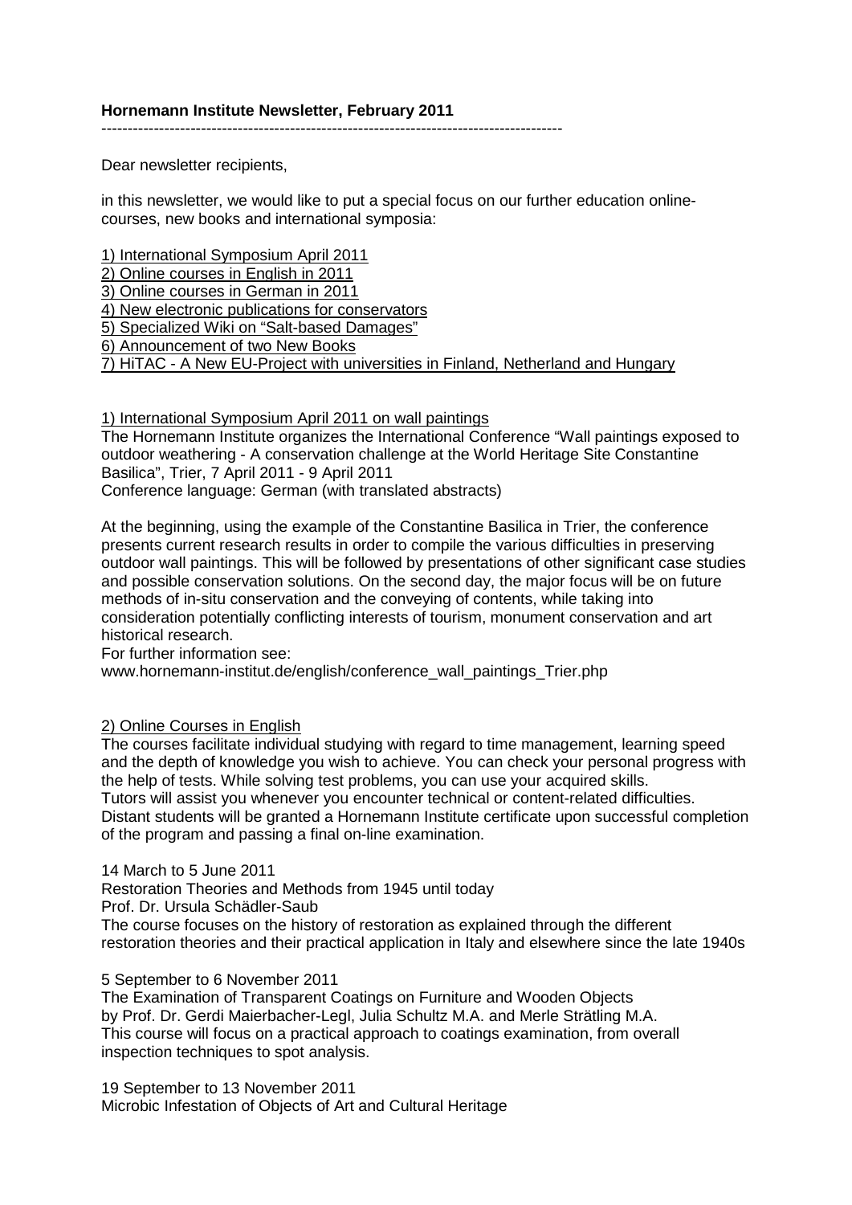# Hornemann Institute Newsletter, February 2011

---

Dear newsletter recipients,

in this newsletter, we would like to put a special focus on our further education online-courses, new books and international symposia:

1) International Symposium April 2011
2) Online courses in English in 2011
3) Online courses in German in 2011
4) New electronic publications for conservators
5) Specialized Wiki on "Salt-based Damages"
6) Announcement of two New Books
7) HiTAC - A New EU-Project with universities in Finland, Netherland and Hungary

## 1) International Symposium April 2011 on wall paintings

The Hornemann Institute organizes the International Conference "Wall paintings exposed to outdoor weathering - A conservation challenge at the World Heritage Site Constantine Basilica", Trier, 7 April 2011 - 9 April 2011
Conference language: German (with translated abstracts)

At the beginning, using the example of the Constantine Basilica in Trier, the conference presents current research results in order to compile the various difficulties in preserving outdoor wall paintings. This will be followed by presentations of other significant case studies and possible conservation solutions. On the second day, the major focus will be on future methods of in-situ conservation and the conveying of contents, while taking into consideration potentially conflicting interests of tourism, monument conservation and art historical research.
For further information see:
www.hornemann-institut.de/english/conference_wall_paintings_Trier.php

## 2) Online Courses in English

The courses facilitate individual studying with regard to time management, learning speed and the depth of knowledge you wish to achieve. You can check your personal progress with the help of tests. While solving test problems, you can use your acquired skills.
Tutors will assist you whenever you encounter technical or content-related difficulties.
Distant students will be granted a Hornemann Institute certificate upon successful completion of the program and passing a final on-line examination.

14 March to 5 June 2011
Restoration Theories and Methods from 1945 until today
Prof. Dr. Ursula Schädler-Saub
The course focuses on the history of restoration as explained through the different restoration theories and their practical application in Italy and elsewhere since the late 1940s

5 September to 6 November 2011
The Examination of Transparent Coatings on Furniture and Wooden Objects
by Prof. Dr. Gerdi Maierbacher-Legl, Julia Schultz M.A. and Merle Strätling M.A.
This course will focus on a practical approach to coatings examination, from overall inspection techniques to spot analysis.

19 September to 13 November 2011
Microbic Infestation of Objects of Art and Cultural Heritage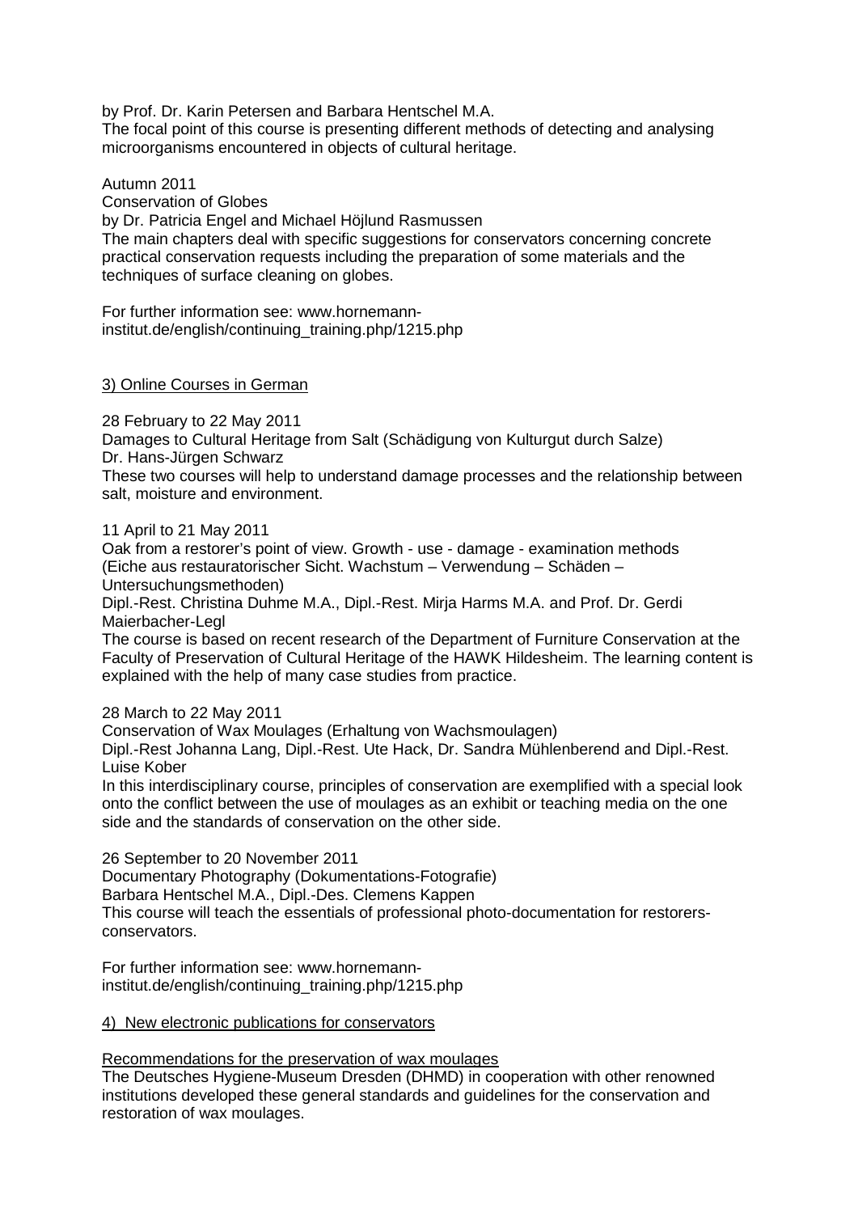by Prof. Dr. Karin Petersen and Barbara Hentschel M.A.
The focal point of this course is presenting different methods of detecting and analysing microorganisms encountered in objects of cultural heritage.

Autumn 2011
Conservation of Globes
by Dr. Patricia Engel and Michael Höjlund Rasmussen
The main chapters deal with specific suggestions for conservators concerning concrete practical conservation requests including the preparation of some materials and the techniques of surface cleaning on globes.

For further information see: www.hornemann-institut.de/english/continuing_training.php/1215.php

## 3) Online Courses in German

28 February to 22 May 2011
Damages to Cultural Heritage from Salt (Schädigung von Kulturgut durch Salze)
Dr. Hans-Jürgen Schwarz
These two courses will help to understand damage processes and the relationship between salt, moisture and environment.

11 April to 21 May 2011
Oak from a restorer's point of view. Growth - use - damage - examination methods (Eiche aus restauratorischer Sicht. Wachstum – Verwendung – Schäden – Untersuchungsmethoden)
Dipl.-Rest. Christina Duhme M.A., Dipl.-Rest. Mirja Harms M.A. and Prof. Dr. Gerdi Maierbacher-Legl
The course is based on recent research of the Department of Furniture Conservation at the Faculty of Preservation of Cultural Heritage of the HAWK Hildesheim. The learning content is explained with the help of many case studies from practice.

28 March to 22 May 2011
Conservation of Wax Moulages (Erhaltung von Wachsmoulagen)
Dipl.-Rest Johanna Lang, Dipl.-Rest. Ute Hack, Dr. Sandra Mühlenberend and Dipl.-Rest. Luise Kober
In this interdisciplinary course, principles of conservation are exemplified with a special look onto the conflict between the use of moulages as an exhibit or teaching media on the one side and the standards of conservation on the other side.

26 September to 20 November 2011
Documentary Photography (Dokumentations-Fotografie)
Barbara Hentschel M.A., Dipl.-Des. Clemens Kappen
This course will teach the essentials of professional photo-documentation for restorers-conservators.

For further information see: www.hornemann-institut.de/english/continuing_training.php/1215.php

## 4) New electronic publications for conservators

### Recommendations for the preservation of wax moulages

The Deutsches Hygiene-Museum Dresden (DHMD) in cooperation with other renowned institutions developed these general standards and guidelines for the conservation and restoration of wax moulages.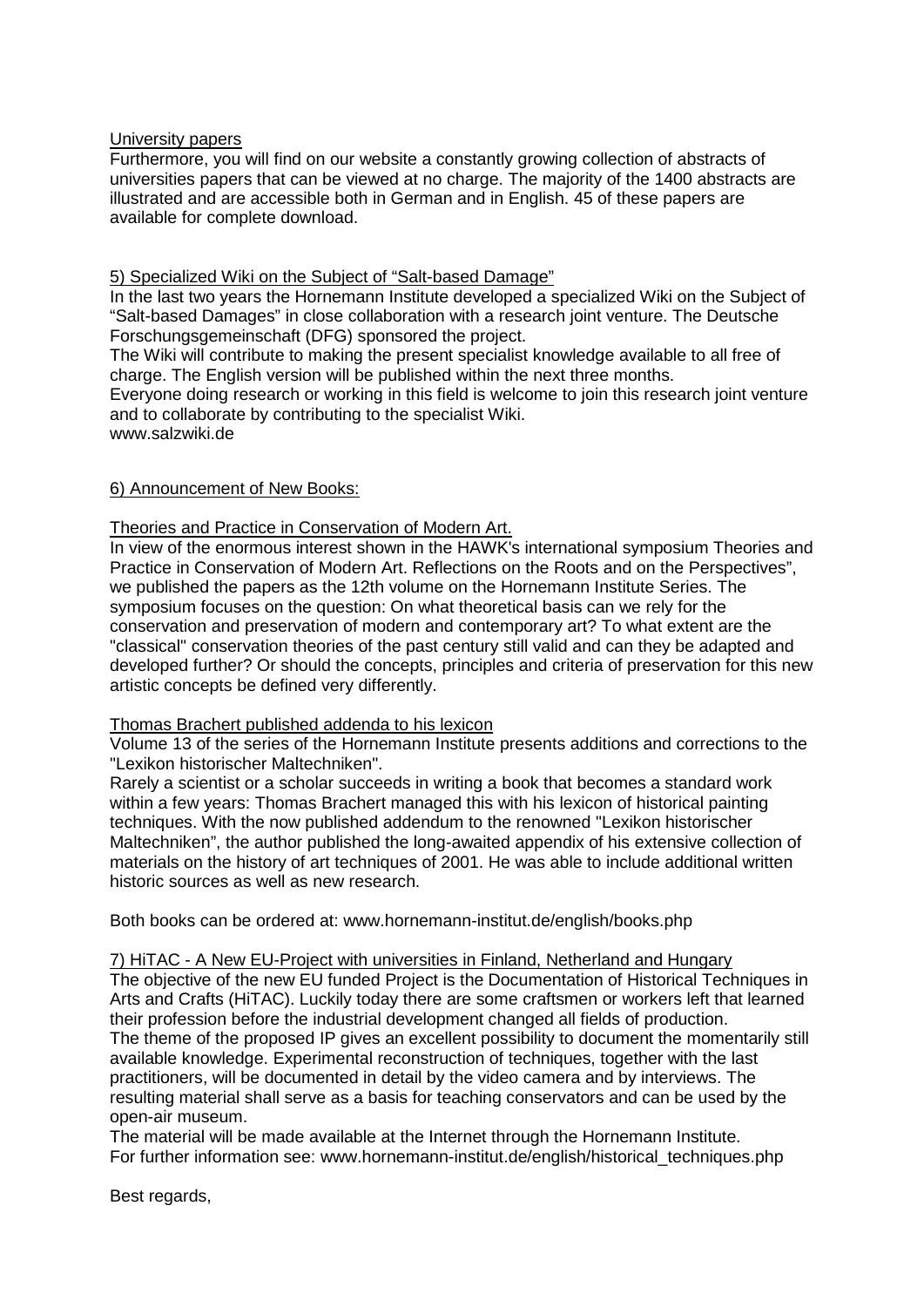University papers

Furthermore, you will find on our website a constantly growing collection of abstracts of universities papers that can be viewed at no charge. The majority of the 1400 abstracts are illustrated and are accessible both in German and in English. 45 of these papers are available for complete download.

5) Specialized Wiki on the Subject of "Salt-based Damage"

In the last two years the Hornemann Institute developed a specialized Wiki on the Subject of "Salt-based Damages" in close collaboration with a research joint venture. The Deutsche Forschungsgemeinschaft (DFG) sponsored the project.
The Wiki will contribute to making the present specialist knowledge available to all free of charge. The English version will be published within the next three months.
Everyone doing research or working in this field is welcome to join this research joint venture and to collaborate by contributing to the specialist Wiki.
www.salzwiki.de

6) Announcement of New Books:

Theories and Practice in Conservation of Modern Art.

In view of the enormous interest shown in the HAWK's international symposium Theories and Practice in Conservation of Modern Art. Reflections on the Roots and on the Perspectives", we published the papers as the 12th volume on the Hornemann Institute Series. The symposium focuses on the question: On what theoretical basis can we rely for the conservation and preservation of modern and contemporary art? To what extent are the "classical" conservation theories of the past century still valid and can they be adapted and developed further? Or should the concepts, principles and criteria of preservation for this new artistic concepts be defined very differently.

Thomas Brachert published addenda to his lexicon

Volume 13 of the series of the Hornemann Institute presents additions and corrections to the "Lexikon historischer Maltechniken".
Rarely a scientist or a scholar succeeds in writing a book that becomes a standard work within a few years: Thomas Brachert managed this with his lexicon of historical painting techniques. With the now published addendum to the renowned "Lexikon historischer Maltechniken", the author published the long-awaited appendix of his extensive collection of materials on the history of art techniques of 2001. He was able to include additional written historic sources as well as new research.

Both books can be ordered at: www.hornemann-institut.de/english/books.php

7) HiTAC - A New EU-Project with universities in Finland, Netherland and Hungary

The objective of the new EU funded Project is the Documentation of Historical Techniques in Arts and Crafts (HiTAC). Luckily today there are some craftsmen or workers left that learned their profession before the industrial development changed all fields of production.
The theme of the proposed IP gives an excellent possibility to document the momentarily still available knowledge. Experimental reconstruction of techniques, together with the last practitioners, will be documented in detail by the video camera and by interviews. The resulting material shall serve as a basis for teaching conservators and can be used by the open-air museum.
The material will be made available at the Internet through the Hornemann Institute.
For further information see: www.hornemann-institut.de/english/historical_techniques.php

Best regards,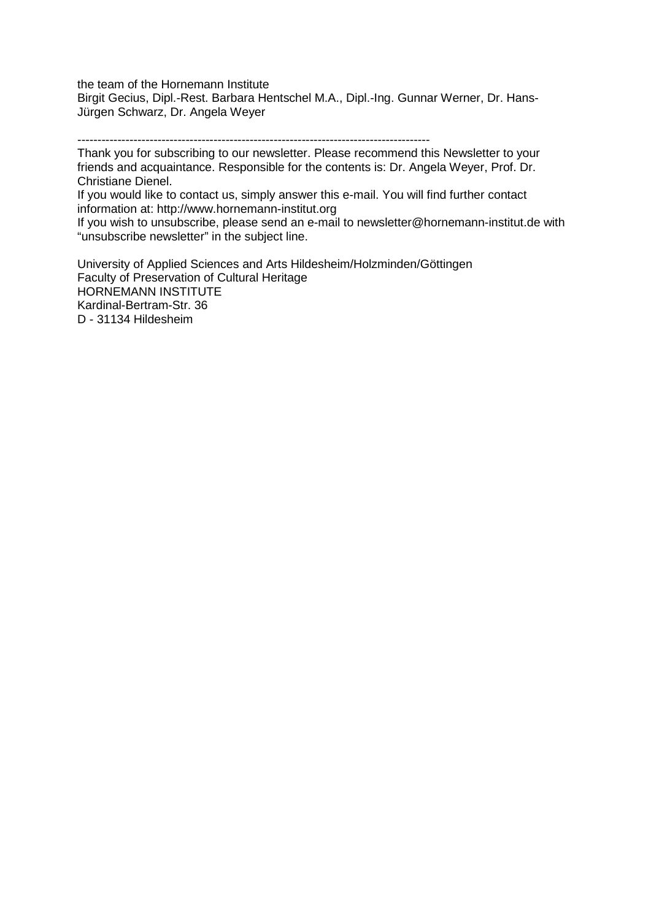the team of the Hornemann Institute
Birgit Gecius, Dipl.-Rest. Barbara Hentschel M.A., Dipl.-Ing. Gunnar Werner, Dr. Hans-Jürgen Schwarz, Dr. Angela Weyer

-----------------------------------------------------------------------------------------

Thank you for subscribing to our newsletter. Please recommend this Newsletter to your friends and acquaintance. Responsible for the contents is: Dr. Angela Weyer, Prof. Dr. Christiane Dienel.
If you would like to contact us, simply answer this e-mail. You will find further contact information at: http://www.hornemann-institut.org
If you wish to unsubscribe, please send an e-mail to newsletter@hornemann-institut.de with "unsubscribe newsletter" in the subject line.

University of Applied Sciences and Arts Hildesheim/Holzminden/Göttingen
Faculty of Preservation of Cultural Heritage
HORNEMANN INSTITUTE
Kardinal-Bertram-Str. 36
D - 31134 Hildesheim